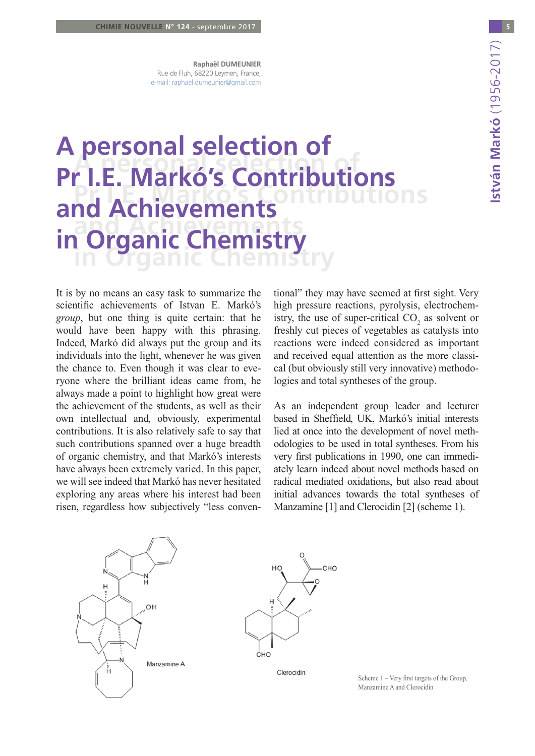Raphaël DUMEUNIER
Rue de Fluh, 68220 Leymen, France,
e-mail: raphael.dumeunier@gmail.com

# A personal selection of Pr I.E. Markó's Contributions and Achievements in Organic Chemistry

It is by no means an easy task to summarize the scientific achievements of Istvan E. Markó's *group*, but one thing is quite certain: that he would have been happy with this phrasing. Indeed, Markó did always put the group and its individuals into the light, whenever he was given the chance to. Even though it was clear to everyone where the brilliant ideas came from, he always made a point to highlight how great were the achievement of the students, as well as their own intellectual and, obviously, experimental contributions. It is also relatively safe to say that such contributions spanned over a huge breadth of organic chemistry, and that Markó's interests have always been extremely varied. In this paper, we will see indeed that Markó has never hesitated exploring any areas where his interest had been risen, regardless how subjectively "less conventional" they may have seemed at first sight. Very high pressure reactions, pyrolysis, electrochemistry, the use of super-critical $CO_2$ as solvent or freshly cut pieces of vegetables as catalysts into reactions were indeed considered as important and received equal attention as the more classical (but obviously still very innovative) methodologies and total syntheses of the group.

As an independent group leader and lecturer based in Sheffield, UK, Markó's initial interests lied at once into the development of novel methodologies to be used in total syntheses. From his very first publications in 1990, one can immediately learn indeed about novel methods based on radical mediated oxidations, but also read about initial advances towards the total syntheses of Manzamine [1] and Clerocidin [2] (scheme 1).

Scheme 1 – Very first targets of the Group, Manzamine A and Clerocidin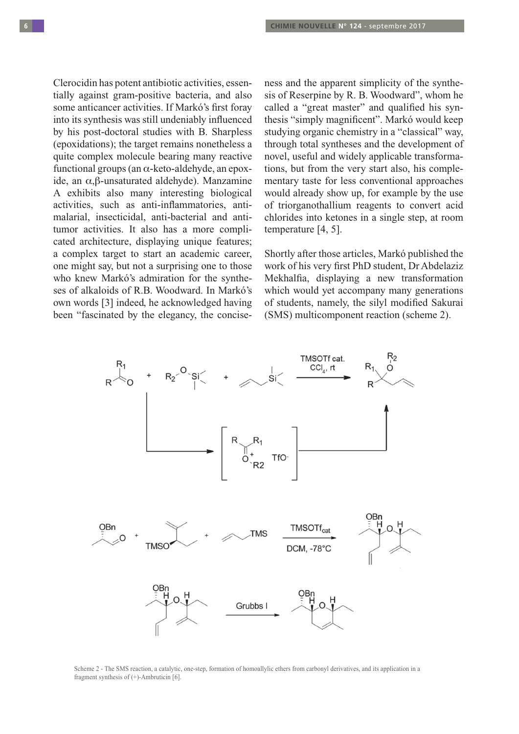Clerocidin has potent antibiotic activities, essentially against gram-positive bacteria, and also some anticancer activities. If Markó's first foray into its synthesis was still undeniably influenced by his post-doctoral studies with B. Sharpless (epoxidations); the target remains nonetheless a quite complex molecule bearing many reactive functional groups (an α-keto-aldehyde, an epoxide, an α,β-unsaturated aldehyde). Manzamine A exhibits also many interesting biological activities, such as anti-inflammatories, anti-malarial, insecticidal, anti-bacterial and anti-tumor activities. It also has a more complicated architecture, displaying unique features; a complex target to start an academic career, one might say, but not a surprising one to those who knew Markó's admiration for the syntheses of alkaloids of R.B. Woodward. In Markó's own words [3] indeed, he acknowledged having been "fascinated by the elegancy, the conciseness and the apparent simplicity of the synthesis of Reserpine by R. B. Woodward", whom he called a "great master" and qualified his synthesis "simply magnificent". Markó would keep studying organic chemistry in a "classical" way, through total syntheses and the development of novel, useful and widely applicable transformations, but from the very start also, his complementary taste for less conventional approaches would already show up, for example the use of triorganothallium reagents to convert acid chlorides into ketones in a single step, at room temperature [4, 5].

Shortly after those articles, Markó published the work of his very first PhD student, Dr Abdelaziz Mekhalfia, displaying a new transformation which would yet accompany many generations of students, namely, the silyl modified Sakurai (SMS) multicomponent reaction (scheme 2).

Scheme 2 - The SMS reaction, a catalytic, one-step, formation of homoallylic ethers from carbonyl derivatives, and its application in a fragment synthesis of (+)-Ambruticin [6].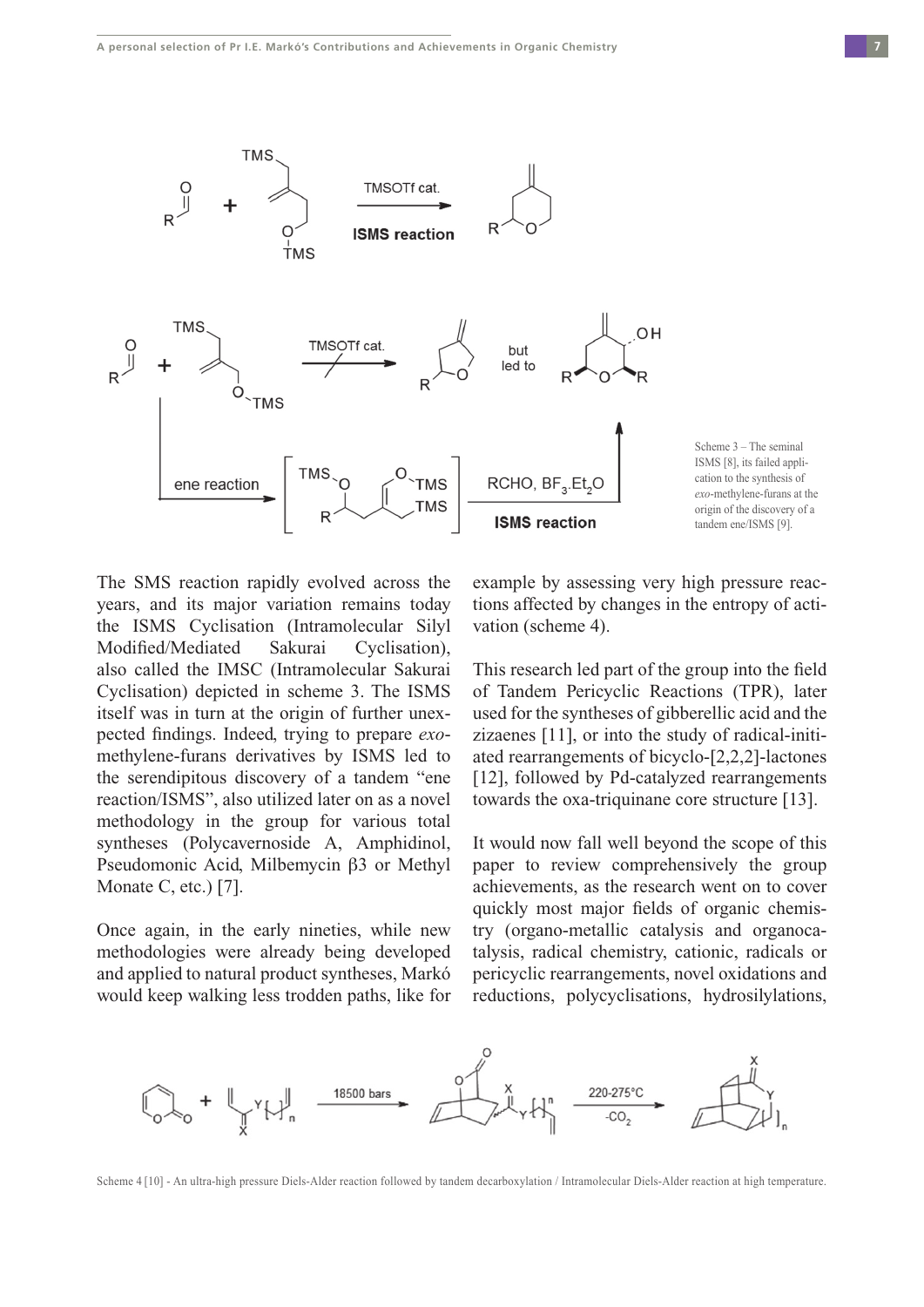Scheme 3 – The seminal ISMS [8], its failed application to the synthesis of *exo*-methylene-furans at the origin of the discovery of a tandem ene/ISMS [9].

The SMS reaction rapidly evolved across the years, and its major variation remains today the ISMS Cyclisation (Intramolecular Silyl Modified/Mediated Sakurai Cyclisation), also called the IMSC (Intramolecular Sakurai Cyclisation) depicted in scheme 3. The ISMS itself was in turn at the origin of further unexpected findings. Indeed, trying to prepare *exo*-methylene-furans derivatives by ISMS led to the serendipitous discovery of a tandem "ene reaction/ISMS", also utilized later on as a novel methodology in the group for various total syntheses (Polycavernoside A, Amphidinol, Pseudomonic Acid, Milbemycin β3 or Methyl Monate C, etc.) [7].

Once again, in the early nineties, while new methodologies were already being developed and applied to natural product syntheses, Markó would keep walking less trodden paths, like for example by assessing very high pressure reactions affected by changes in the entropy of activation (scheme 4).

This research led part of the group into the field of Tandem Pericyclic Reactions (TPR), later used for the syntheses of gibberellic acid and the zizaenes [11], or into the study of radical-initiated rearrangements of bicyclo-[2,2,2]-lactones [12], followed by Pd-catalyzed rearrangements towards the oxa-triquinane core structure [13].

It would now fall well beyond the scope of this paper to review comprehensively the group achievements, as the research went on to cover quickly most major fields of organic chemistry (organo-metallic catalysis and organocatalysis, radical chemistry, cationic, radicals or pericyclic rearrangements, novel oxidations and reductions, polycyclisations, hydrosilylations,

Scheme 4 [10] - An ultra-high pressure Diels-Alder reaction followed by tandem decarboxylation / Intramolecular Diels-Alder reaction at high temperature.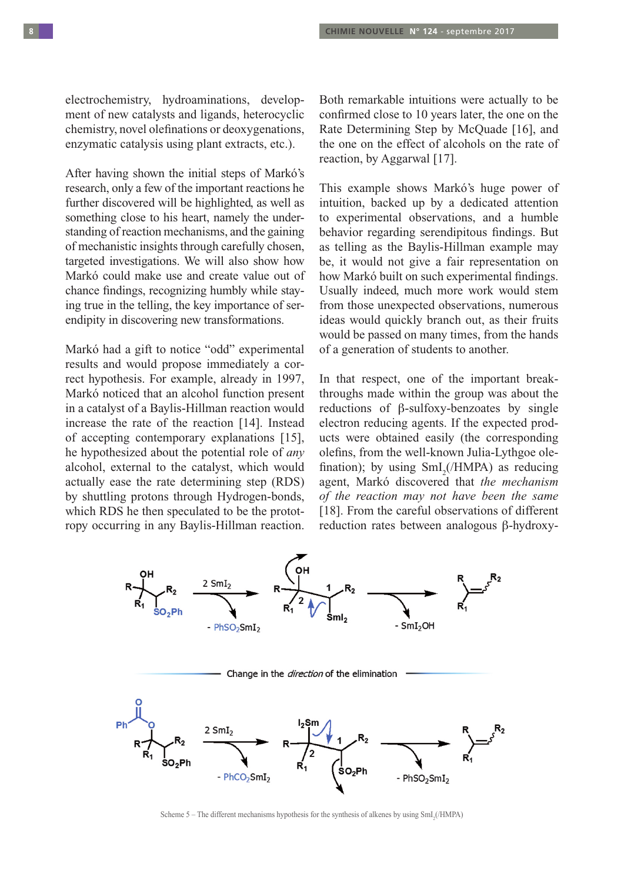electrochemistry, hydroaminations, development of new catalysts and ligands, heterocyclic chemistry, novel olefinations or deoxygenations, enzymatic catalysis using plant extracts, etc.).

After having shown the initial steps of Markó's research, only a few of the important reactions he further discovered will be highlighted, as well as something close to his heart, namely the understanding of reaction mechanisms, and the gaining of mechanistic insights through carefully chosen, targeted investigations. We will also show how Markó could make use and create value out of chance findings, recognizing humbly while staying true in the telling, the key importance of serendipity in discovering new transformations.

Markó had a gift to notice "odd" experimental results and would propose immediately a correct hypothesis. For example, already in 1997, Markó noticed that an alcohol function present in a catalyst of a Baylis-Hillman reaction would increase the rate of the reaction [14]. Instead of accepting contemporary explanations [15], he hypothesized about the potential role of *any* alcohol, external to the catalyst, which would actually ease the rate determining step (RDS) by shuttling protons through Hydrogen-bonds, which RDS he then speculated to be the prototropy occurring in any Baylis-Hillman reaction. Both remarkable intuitions were actually to be confirmed close to 10 years later, the one on the Rate Determining Step by McQuade [16], and the one on the effect of alcohols on the rate of reaction, by Aggarwal [17].

This example shows Markó's huge power of intuition, backed up by a dedicated attention to experimental observations, and a humble behavior regarding serendipitous findings. But as telling as the Baylis-Hillman example may be, it would not give a fair representation on how Markó built on such experimental findings. Usually indeed, much more work would stem from those unexpected observations, numerous ideas would quickly branch out, as their fruits would be passed on many times, from the hands of a generation of students to another.

In that respect, one of the important breakthroughs made within the group was about the reductions of β-sulfoxy-benzoates by single electron reducing agents. If the expected products were obtained easily (the corresponding olefins, from the well-known Julia-Lythgoe olefination); by using $SmI_2$(/HMPA) as reducing agent, Markó discovered that *the mechanism of the reaction may not have been the same* [18]. From the careful observations of different reduction rates between analogous β-hydroxy-

Scheme 5 – The different mechanisms hypothesis for the synthesis of alkenes by using $SmI_2$(/HMPA)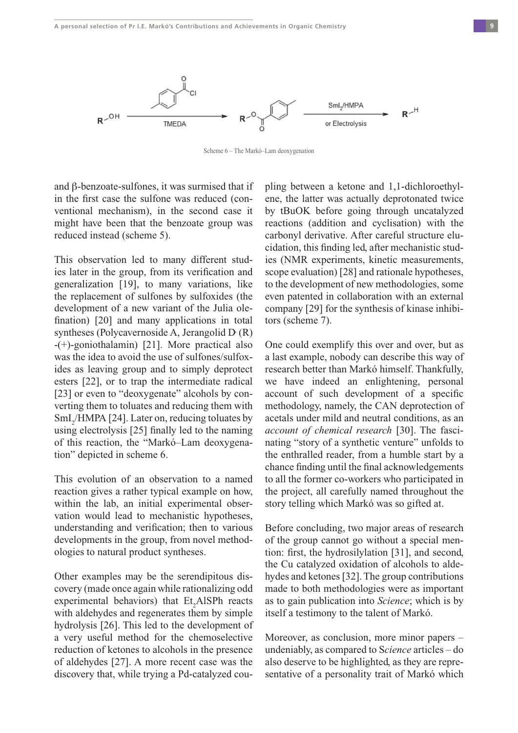Scheme 6 – The Markó–Lam deoxygenation

and β-benzoate-sulfones, it was surmised that if in the first case the sulfone was reduced (conventional mechanism), in the second case it might have been that the benzoate group was reduced instead (scheme 5).

This observation led to many different studies later in the group, from its verification and generalization [19], to many variations, like the replacement of sulfones by sulfoxides (the development of a new variant of the Julia olefination) [20] and many applications in total syntheses (Polycavernoside A, Jerangolid D, (R)-(+)-goniothalamin) [21]. More practical also was the idea to avoid the use of sulfones/sulfoxides as leaving group and to simply deprotect esters [22], or to trap the intermediate radical [23] or even to "deoxygenate" alcohols by converting them to toluates and reducing them with $SmI_2$/HMPA [24]. Later on, reducing toluates by using electrolysis [25] finally led to the naming of this reaction, the "Markó–Lam deoxygenation" depicted in scheme 6.

This evolution of an observation to a named reaction gives a rather typical example on how, within the lab, an initial experimental observation would lead to mechanistic hypotheses, understanding and verification; then to various developments in the group, from novel methodologies to natural product syntheses.

Other examples may be the serendipitous discovery (made once again while rationalizing odd experimental behaviors) that $Et_2AlSPh$ reacts with aldehydes and regenerates them by simple hydrolysis [26]. This led to the development of a very useful method for the chemoselective reduction of ketones to alcohols in the presence of aldehydes [27]. A more recent case was the discovery that, while trying a Pd-catalyzed coupling between a ketone and 1,1-dichloroethylene, the latter was actually deprotonated twice by tBuOK before going through uncatalyzed reactions (addition and cyclisation) with the carbonyl derivative. After careful structure elucidation, this finding led, after mechanistic studies (NMR experiments, kinetic measurements, scope evaluation) [28] and rationale hypotheses, to the development of new methodologies, some even patented in collaboration with an external company [29] for the synthesis of kinase inhibitors (scheme 7).

One could exemplify this over and over, but as a last example, nobody can describe this way of research better than Markó himself. Thankfully, we have indeed an enlightening, personal account of such development of a specific methodology, namely, the CAN deprotection of acetals under mild and neutral conditions, as an *account of chemical research* [30]. The fascinating "story of a synthetic venture" unfolds to the enthralled reader, from a humble start by a chance finding until the final acknowledgements to all the former co-workers who participated in the project, all carefully named throughout the story telling which Markó was so gifted at.

Before concluding, two major areas of research of the group cannot go without a special mention: first, the hydrosilylation [31], and second, the Cu catalyzed oxidation of alcohols to aldehydes and ketones [32]. The group contributions made to both methodologies were as important as to gain publication into *Science*; which is by itself a testimony to the talent of Markó.

Moreover, as conclusion, more minor papers – undeniably, as compared to S*cience* articles – do also deserve to be highlighted, as they are representative of a personality trait of Markó which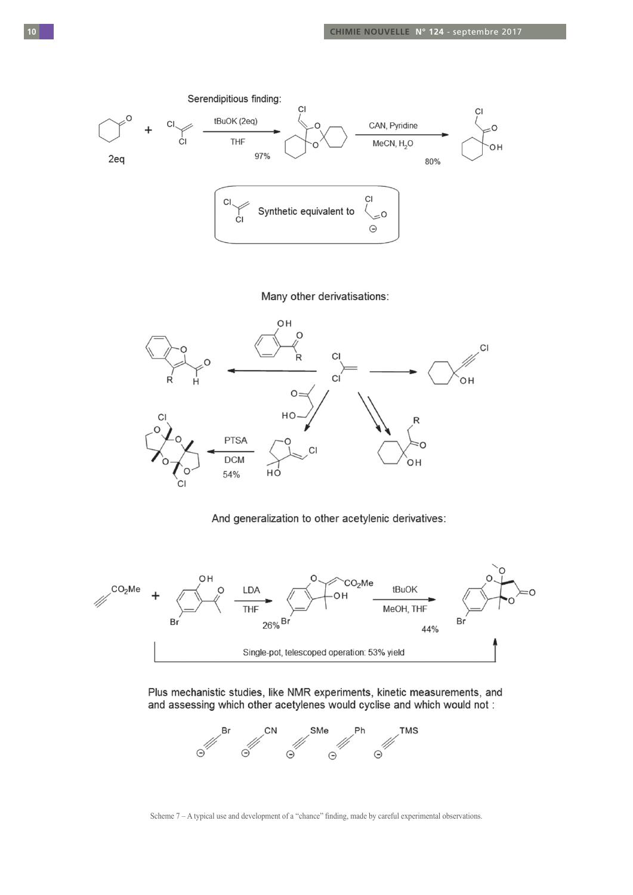Serendipitious finding:

2eq

tBuOK (2eq)

THF

97%

CAN, Pyridine

MeCN, $H_2O$

80%

Synthetic equivalent to

Many other derivatisations:

PTSA

DCM

54%

And generalization to other acetylenic derivatives:

LDA

THF

26%

tBuOK

MeOH, THF

44%

Single-pot, telescoped operation: 53% yield

Plus mechanistic studies, like NMR experiments, kinetic measurements, and and assessing which other acetylenes would cyclise and which would not :

Scheme 7 – A typical use and development of a "chance" finding, made by careful experimental observations.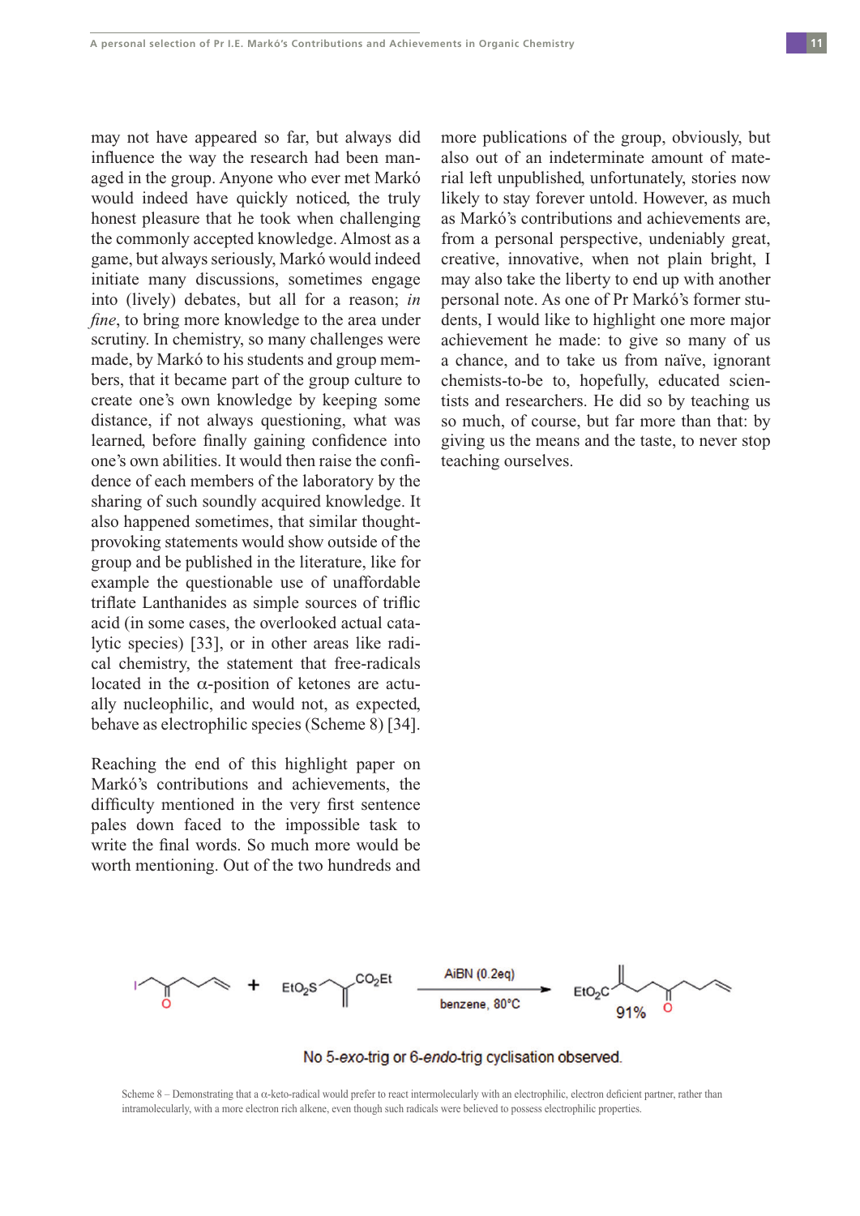may not have appeared so far, but always did influence the way the research had been managed in the group. Anyone who ever met Markó would indeed have quickly noticed, the truly honest pleasure that he took when challenging the commonly accepted knowledge. Almost as a game, but always seriously, Markó would indeed initiate many discussions, sometimes engage into (lively) debates, but all for a reason; *in fine*, to bring more knowledge to the area under scrutiny. In chemistry, so many challenges were made, by Markó to his students and group members, that it became part of the group culture to create one's own knowledge by keeping some distance, if not always questioning, what was learned, before finally gaining confidence into one's own abilities. It would then raise the confidence of each members of the laboratory by the sharing of such soundly acquired knowledge. It also happened sometimes, that similar thought-provoking statements would show outside of the group and be published in the literature, like for example the questionable use of unaffordable triflate Lanthanides as simple sources of triflic acid (in some cases, the overlooked actual catalytic species) [33], or in other areas like radical chemistry, the statement that free-radicals located in the α-position of ketones are actually nucleophilic, and would not, as expected, behave as electrophilic species (Scheme 8) [34].

Reaching the end of this highlight paper on Markó's contributions and achievements, the difficulty mentioned in the very first sentence pales down faced to the impossible task to write the final words. So much more would be worth mentioning. Out of the two hundreds and more publications of the group, obviously, but also out of an indeterminate amount of material left unpublished, unfortunately, stories now likely to stay forever untold. However, as much as Markó's contributions and achievements are, from a personal perspective, undeniably great, creative, innovative, when not plain bright, I may also take the liberty to end up with another personal note. As one of Pr Markó's former students, I would like to highlight one more major achievement he made: to give so many of us a chance, and to take us from naïve, ignorant chemists-to-be to, hopefully, educated scientists and researchers. He did so by teaching us so much, of course, but far more than that: by giving us the means and the taste, to never stop teaching ourselves.

AIBN (0.2eq), benzene, 80°C — $EtO_2S$, $CO_2Et$, $EtO_2C$ — 91%

No 5-*exo*-trig or 6-*endo*-trig cyclisation observed.

Scheme 8 – Demonstrating that a α-keto-radical would prefer to react intermolecularly with an electrophilic, electron deficient partner, rather than intramolecularly, with a more electron rich alkene, even though such radicals were believed to possess electrophilic properties.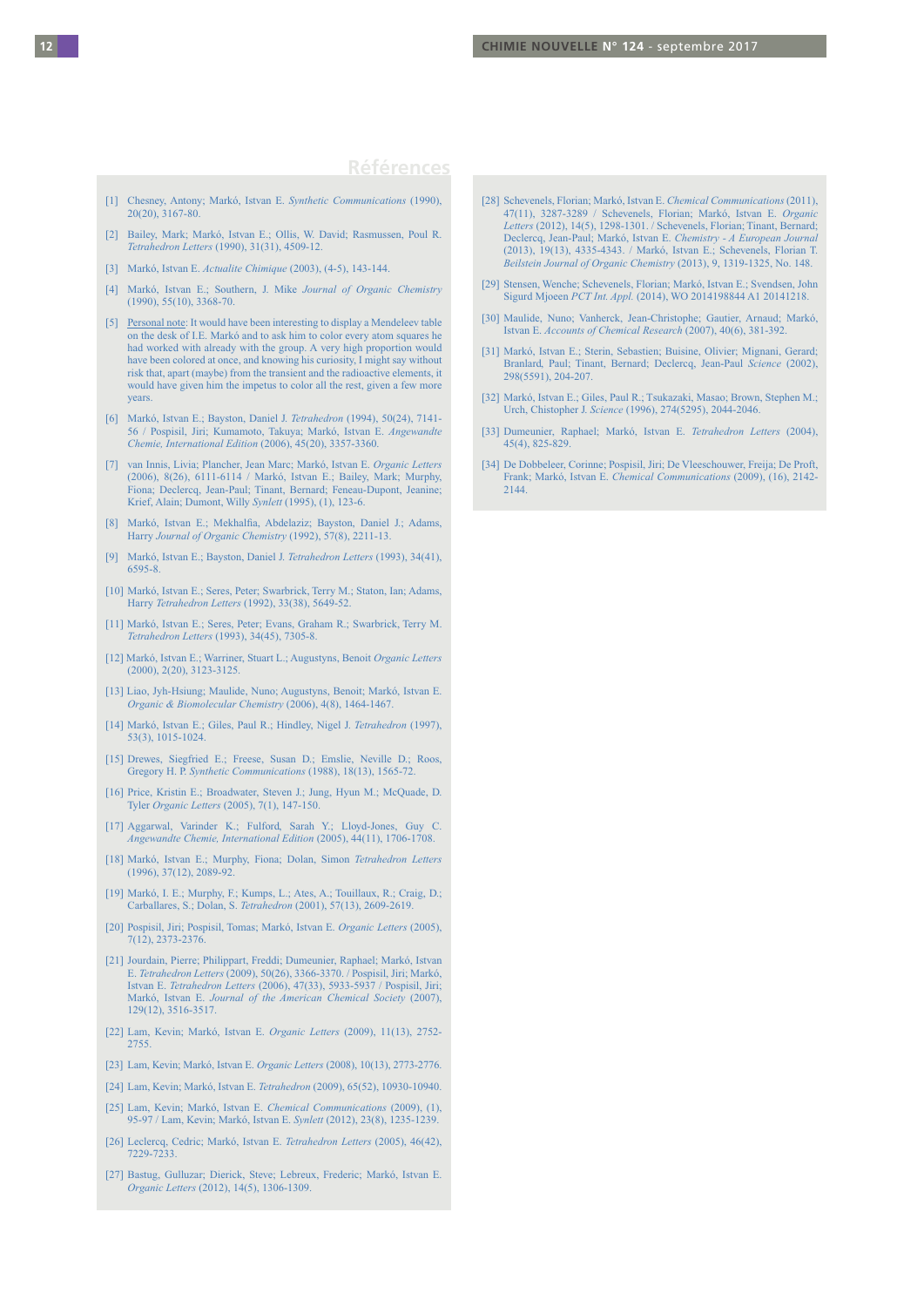## Références

[1] Chesney, Antony; Markó, Istvan E. *Synthetic Communications* (1990), 20(20), 3167-80.

[2] Bailey, Mark; Markó, Istvan E.; Ollis, W. David; Rasmussen, Poul R. *Tetrahedron Letters* (1990), 31(31), 4509-12.

[3] Markó, Istvan E. *Actualite Chimique* (2003), (4-5), 143-144.

[4] Markó, Istvan E.; Southern, J. Mike *Journal of Organic Chemistry* (1990), 55(10), 3368-70.

[5] Personal note: It would have been interesting to display a Mendeleev table on the desk of I.E. Markó and to ask him to color every atom squares he had worked with already with the group. A very high proportion would have been colored at once, and knowing his curiosity, I might say without risk that, apart (maybe) from the transient and the radioactive elements, it would have given him the impetus to color all the rest, given a few more years.

[6] Markó, Istvan E.; Bayston, Daniel J. *Tetrahedron* (1994), 50(24), 7141-56 / Pospisil, Jiri; Kumamoto, Takuya; Markó, Istvan E. *Angewandte Chemie, International Edition* (2006), 45(20), 3357-3360.

[7] van Innis, Livia; Plancher, Jean Marc; Markó, Istvan E. *Organic Letters* (2006), 8(26), 6111-6114 / Markó, Istvan E.; Bailey, Mark; Murphy, Fiona; Declercq, Jean-Paul; Tinant, Bernard; Feneau-Dupont, Jeanine; Krief, Alain; Dumont, Willy *Synlett* (1995), (1), 123-6.

[8] Markó, Istvan E.; Mekhalfia, Abdelaziz; Bayston, Daniel J.; Adams, Harry *Journal of Organic Chemistry* (1992), 57(8), 2211-13.

[9] Markó, Istvan E.; Bayston, Daniel J. *Tetrahedron Letters* (1993), 34(41), 6595-8.

[10] Markó, Istvan E.; Seres, Peter; Swarbrick, Terry M.; Staton, Ian; Adams, Harry *Tetrahedron Letters* (1992), 33(38), 5649-52.

[11] Markó, Istvan E.; Seres, Peter; Evans, Graham R.; Swarbrick, Terry M. *Tetrahedron Letters* (1993), 34(45), 7305-8.

[12] Markó, Istvan E.; Warriner, Stuart L.; Augustyns, Benoit *Organic Letters* (2000), 2(20), 3123-3125.

[13] Liao, Jyh-Hsiung; Maulide, Nuno; Augustyns, Benoit; Markó, Istvan E. *Organic & Biomolecular Chemistry* (2006), 4(8), 1464-1467.

[14] Markó, Istvan E.; Giles, Paul R.; Hindley, Nigel J. *Tetrahedron* (1997), 53(3), 1015-1024.

[15] Drewes, Siegfried E.; Freese, Susan D.; Emslie, Neville D.; Roos, Gregory H. P. *Synthetic Communications* (1988), 18(13), 1565-72.

[16] Price, Kristin E.; Broadwater, Steven J.; Jung, Hyun M.; McQuade, D. Tyler *Organic Letters* (2005), 7(1), 147-150.

[17] Aggarwal, Varinder K.; Fulford, Sarah Y.; Lloyd-Jones, Guy C. *Angewandte Chemie, International Edition* (2005), 44(11), 1706-1708.

[18] Markó, Istvan E.; Murphy, Fiona; Dolan, Simon *Tetrahedron Letters* (1996), 37(12), 2089-92.

[19] Markó, I. E.; Murphy, F.; Kumps, L.; Ates, A.; Touillaux, R.; Craig, D.; Carballares, S.; Dolan, S. *Tetrahedron* (2001), 57(13), 2609-2619.

[20] Pospisil, Jiri; Pospisil, Tomas; Markó, Istvan E. *Organic Letters* (2005), 7(12), 2373-2376.

[21] Jourdain, Pierre; Philippart, Freddi; Dumeunier, Raphael; Markó, Istvan E. *Tetrahedron Letters* (2009), 50(26), 3366-3370. / Pospisil, Jiri; Markó, Istvan E. *Tetrahedron Letters* (2006), 47(33), 5933-5937 / Pospisil, Jiri; Markó, Istvan E. *Journal of the American Chemical Society* (2007), 129(12), 3516-3517.

[22] Lam, Kevin; Markó, Istvan E. *Organic Letters* (2009), 11(13), 2752-2755.

[23] Lam, Kevin; Markó, Istvan E. *Organic Letters* (2008), 10(13), 2773-2776.

[24] Lam, Kevin; Markó, Istvan E. *Tetrahedron* (2009), 65(52), 10930-10940.

[25] Lam, Kevin; Markó, Istvan E. *Chemical Communications* (2009), (1), 95-97 / Lam, Kevin; Markó, Istvan E. *Synlett* (2012), 23(8), 1235-1239.

[26] Leclercq, Cedric; Markó, Istvan E. *Tetrahedron Letters* (2005), 46(42), 7229-7233.

[27] Bastug, Gulluzar; Dierick, Steve; Lebreux, Frederic; Markó, Istvan E. *Organic Letters* (2012), 14(5), 1306-1309.

[28] Schevenels, Florian; Markó, Istvan E. *Chemical Communications* (2011), 47(11), 3287-3289 / Schevenels, Florian; Markó, Istvan E. *Organic Letters* (2012), 14(5), 1298-1301. / Schevenels, Florian; Tinant, Bernard; Declercq, Jean-Paul; Markó, Istvan E. *Chemistry - A European Journal* (2013), 19(13), 4335-4343. / Markó, Istvan E.; Schevenels, Florian T. *Beilstein Journal of Organic Chemistry* (2013), 9, 1319-1325, No. 148.

[29] Stensen, Wenche; Schevenels, Florian; Markó, Istvan E.; Svendsen, John Sigurd Mjoeen *PCT Int. Appl.* (2014), WO 2014198844 A1 20141218.

[30] Maulide, Nuno; Vanherck, Jean-Christophe; Gautier, Arnaud; Markó, Istvan E. *Accounts of Chemical Research* (2007), 40(6), 381-392.

[31] Markó, Istvan E.; Sterin, Sebastien; Buisine, Olivier; Mignani, Gerard; Branlard, Paul; Tinant, Bernard; Declercq, Jean-Paul *Science* (2002), 298(5591), 204-207.

[32] Markó, Istvan E.; Giles, Paul R.; Tsukazaki, Masao; Brown, Stephen M.; Urch, Christopher J. *Science* (1996), 274(5295), 2044-2046.

[33] Dumeunier, Raphael; Markó, Istvan E. *Tetrahedron Letters* (2004), 45(4), 825-829.

[34] De Dobbeleer, Corinne; Pospisil, Jiri; De Vleeschouwer, Freija; De Proft, Frank; Markó, Istvan E. *Chemical Communications* (2009), (16), 2142-2144.